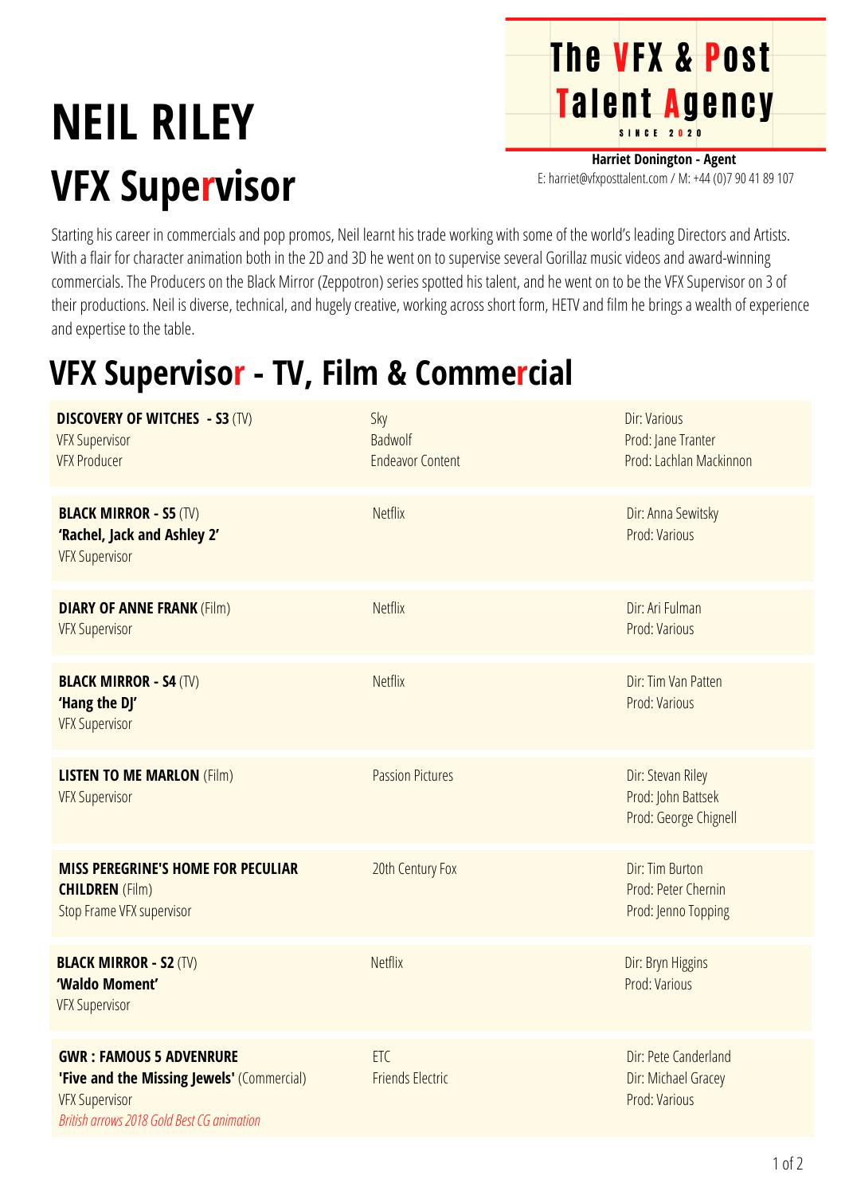# NEIL RILEY

## VFX Supervisor

**The VFX & Post Talent Agency**
SINCE 2020

**Harriet Donington - Agent**
E: harriet@vfxposttalent.com / M: +44 (0)7 90 41 89 107

Starting his career in commercials and pop promos, Neil learnt his trade working with some of the world's leading Directors and Artists. With a flair for character animation both in the 2D and 3D he went on to supervise several Gorillaz music videos and award-winning commercials. The Producers on the Black Mirror (Zeppotron) series spotted his talent, and he went on to be the VFX Supervisor on 3 of their productions. Neil is diverse, technical, and hugely creative, working across short form, HETV and film he brings a wealth of experience and expertise to the table.

## VFX Supervisor - TV, Film & Commercial

| | | |
|---|---|---|
| **DISCOVERY OF WITCHES - S3** (TV)<br>VFX Supervisor<br>VFX Producer | Sky<br>Badwolf<br>Endeavor Content | Dir: Various<br>Prod: Jane Tranter<br>Prod: Lachlan Mackinnon |
| **BLACK MIRROR - S5** (TV)<br>**'Rachel, Jack and Ashley 2'**<br>VFX Supervisor | Netflix | Dir: Anna Sewitsky<br>Prod: Various |
| **DIARY OF ANNE FRANK** (Film)<br>VFX Supervisor | Netflix | Dir: Ari Fulman<br>Prod: Various |
| **BLACK MIRROR - S4** (TV)<br>**'Hang the DJ'**<br>VFX Supervisor | Netflix | Dir: Tim Van Patten<br>Prod: Various |
| **LISTEN TO ME MARLON** (Film)<br>VFX Supervisor | Passion Pictures | Dir: Stevan Riley<br>Prod: John Battsek<br>Prod: George Chignell |
| **MISS PEREGRINE'S HOME FOR PECULIAR CHILDREN** (Film)<br>Stop Frame VFX supervisor | 20th Century Fox | Dir: Tim Burton<br>Prod: Peter Chernin<br>Prod: Jenno Topping |
| **BLACK MIRROR - S2** (TV)<br>**'Waldo Moment'**<br>VFX Supervisor | Netflix | Dir: Bryn Higgins<br>Prod: Various |
| **GWR : FAMOUS 5 ADVENRURE**<br>**'Five and the Missing Jewels'** (Commercial)<br>VFX Supervisor<br>*British arrows 2018 Gold Best CG animation* | ETC<br>Friends Electric | Dir: Pete Canderland<br>Dir: Michael Gracey<br>Prod: Various |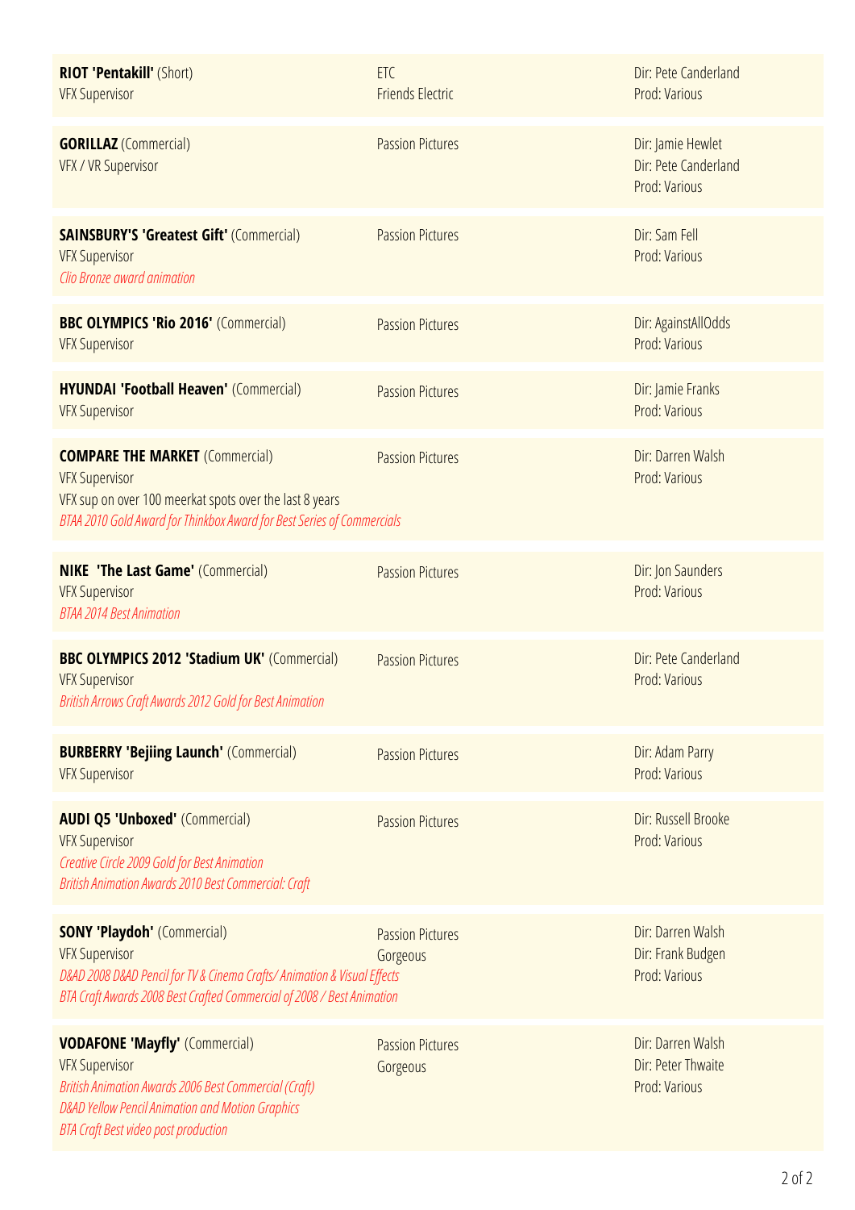| | | |
|---|---|---|
| **RIOT 'Pentakill'** (Short)<br>VFX Supervisor | ETC<br>Friends Electric | Dir: Pete Canderland<br>Prod: Various |
| **GORILLAZ** (Commercial)<br>VFX / VR Supervisor | Passion Pictures | Dir: Jamie Hewlet<br>Dir: Pete Canderland<br>Prod: Various |
| **SAINSBURY'S 'Greatest Gift'** (Commercial)<br>VFX Supervisor<br>*Clio Bronze award animation* | Passion Pictures | Dir: Sam Fell<br>Prod: Various |
| **BBC OLYMPICS 'Rio 2016'** (Commercial)<br>VFX Supervisor | Passion Pictures | Dir: AgainstAllOdds<br>Prod: Various |
| **HYUNDAI 'Football Heaven'** (Commercial)<br>VFX Supervisor | Passion Pictures | Dir: Jamie Franks<br>Prod: Various |
| **COMPARE THE MARKET** (Commercial)<br>VFX Supervisor<br>VFX sup on over 100 meerkat spots over the last 8 years<br>*BTAA 2010 Gold Award for Thinkbox Award for Best Series of Commercials* | Passion Pictures | Dir: Darren Walsh<br>Prod: Various |
| **NIKE 'The Last Game'** (Commercial)<br>VFX Supervisor<br>*BTAA 2014 Best Animation* | Passion Pictures | Dir: Jon Saunders<br>Prod: Various |
| **BBC OLYMPICS 2012 'Stadium UK'** (Commercial)<br>VFX Supervisor<br>*British Arrows Craft Awards 2012 Gold for Best Animation* | Passion Pictures | Dir: Pete Canderland<br>Prod: Various |
| **BURBERRY 'Bejiing Launch'** (Commercial)<br>VFX Supervisor | Passion Pictures | Dir: Adam Parry<br>Prod: Various |
| **AUDI Q5 'Unboxed'** (Commercial)<br>VFX Supervisor<br>*Creative Circle 2009 Gold for Best Animation*<br>*British Animation Awards 2010 Best Commercial: Craft* | Passion Pictures | Dir: Russell Brooke<br>Prod: Various |
| **SONY 'Playdoh'** (Commercial)<br>VFX Supervisor<br>*D&AD 2008 D&AD Pencil for TV & Cinema Crafts/ Animation & Visual Effects*<br>*BTA Craft Awards 2008 Best Crafted Commercial of 2008 / Best Animation* | Passion Pictures<br>Gorgeous | Dir: Darren Walsh<br>Dir: Frank Budgen<br>Prod: Various |
| **VODAFONE 'Mayfly'** (Commercial)<br>VFX Supervisor<br>*British Animation Awards 2006 Best Commercial (Craft)*<br>*D&AD Yellow Pencil Animation and Motion Graphics*<br>*BTA Craft Best video post production* | Passion Pictures<br>Gorgeous | Dir: Darren Walsh<br>Dir: Peter Thwaite<br>Prod: Various |